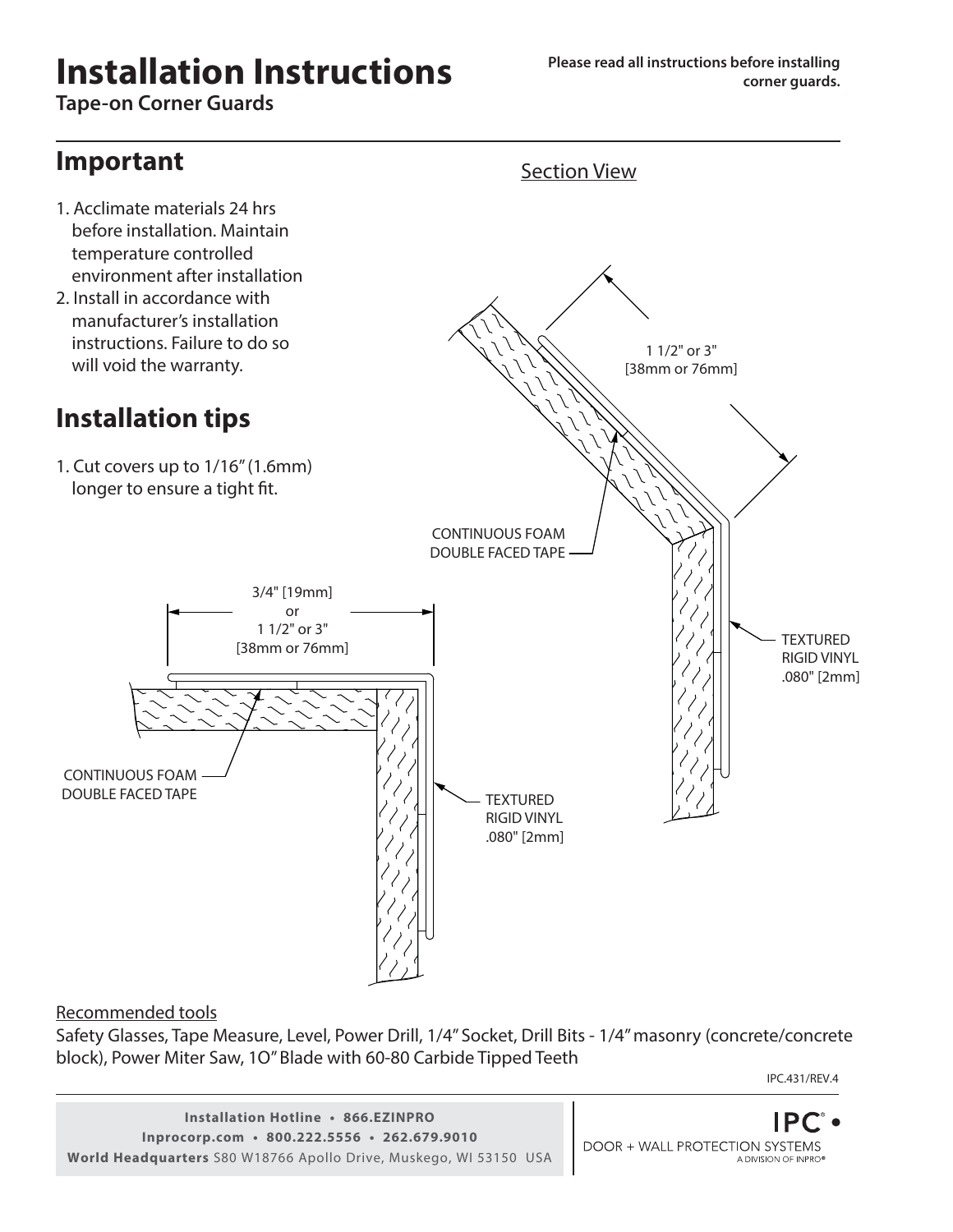# Installation Instructions

**Tape-on Corner Guards**

**Please read all instructions before installing corner guards.**

## Important

1. Acclimate materials 24 hrs before installation. Maintain temperature controlled environment after installation
2. Install in accordance with manufacturer's installation instructions. Failure to do so will void the warranty.

## Installation tips

1. Cut covers up to 1/16" (1.6mm) longer to ensure a tight fit.

Section View

1 1/2" or 3" [38mm or 76mm]

CONTINUOUS FOAM DOUBLE FACED TAPE

TEXTURED RIGID VINYL .080" [2mm]

3/4" [19mm] or 1 1/2" or 3" [38mm or 76mm]

CONTINUOUS FOAM DOUBLE FACED TAPE

TEXTURED RIGID VINYL .080" [2mm]

Recommended tools

Safety Glasses, Tape Measure, Level, Power Drill, 1/4" Socket, Drill Bits - 1/4" masonry (concrete/concrete block), Power Miter Saw, 1O" Blade with 60-80 Carbide Tipped Teeth

IPC.431/REV.4

**Installation Hotline • 866.EZINPRO**
**Inprocorp.com • 800.222.5556 • 262.679.9010**
**World Headquarters** S80 W18766 Apollo Drive, Muskego, WI 53150 USA

IPC® • DOOR + WALL PROTECTION SYSTEMS A DIVISION OF INPRO®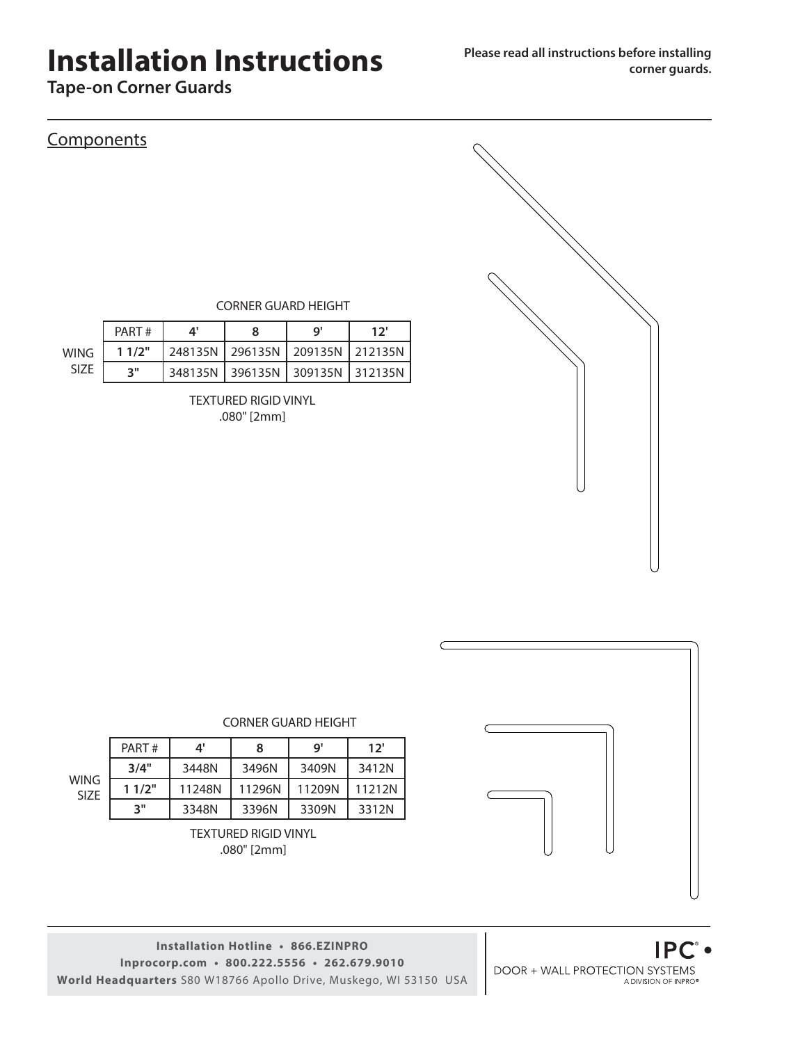# Installation Instructions

**Tape-on Corner Guards**

**Please read all instructions before installing corner guards.**

## Components

CORNER GUARD HEIGHT

| WING SIZE | PART # | 4' | 8 | 9' | 12' |
|---|---|---|---|---|---|
| | **1 1/2"** | 248135N | 296135N | 209135N | 212135N |
| | **3"** | 348135N | 396135N | 309135N | 312135N |

TEXTURED RIGID VINYL
.080" [2mm]

CORNER GUARD HEIGHT

| WING SIZE | PART # | 4' | 8 | 9' | 12' |
|---|---|---|---|---|---|
| | **3/4"** | 3448N | 3496N | 3409N | 3412N |
| | **1 1/2"** | 11248N | 11296N | 11209N | 11212N |
| | **3"** | 3348N | 3396N | 3309N | 3312N |

TEXTURED RIGID VINYL
.080" [2mm]

**Installation Hotline • 866.EZINPRO**
**Inprocorp.com • 800.222.5556 • 262.679.9010**
**World Headquarters** S80 W18766 Apollo Drive, Muskego, WI 53150 USA

IPC® • DOOR + WALL PROTECTION SYSTEMS
A DIVISION OF INPRO®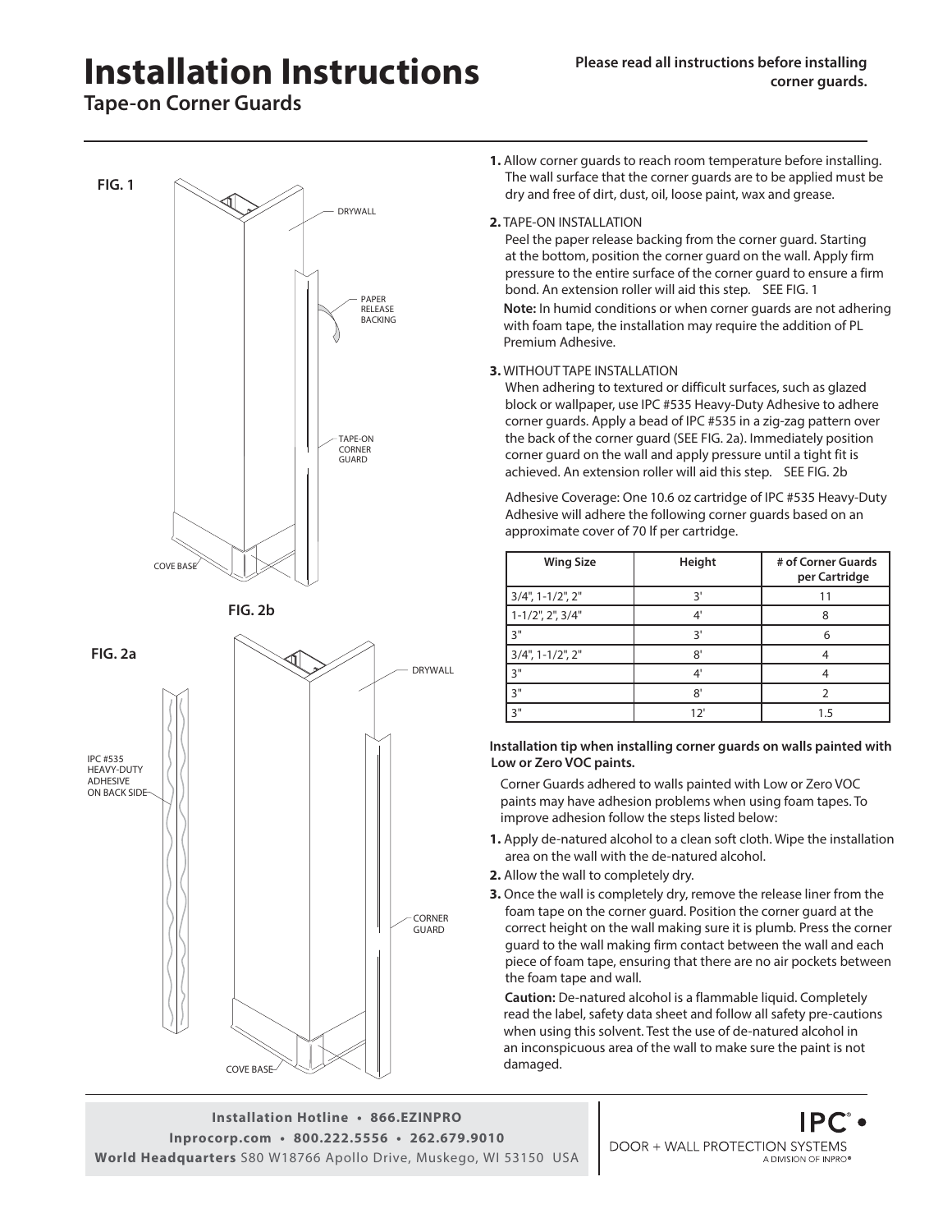# Installation Instructions

## Tape-on Corner Guards

**Please read all instructions before installing corner guards.**

FIG. 1

DRYWALL

PAPER RELEASE BACKING

TAPE-ON CORNER GUARD

COVE BASE

FIG. 2b

FIG. 2a

IPC #535 HEAVY-DUTY ADHESIVE ON BACK SIDE

DRYWALL

CORNER GUARD

COVE BASE

**1.** Allow corner guards to reach room temperature before installing. The wall surface that the corner guards are to be applied must be dry and free of dirt, dust, oil, loose paint, wax and grease.

**2.** TAPE-ON INSTALLATION

Peel the paper release backing from the corner guard. Starting at the bottom, position the corner guard on the wall. Apply firm pressure to the entire surface of the corner guard to ensure a firm bond. An extension roller will aid this step. SEE FIG. 1

**Note:** In humid conditions or when corner guards are not adhering with foam tape, the installation may require the addition of PL Premium Adhesive.

**3.** WITHOUT TAPE INSTALLATION

When adhering to textured or difficult surfaces, such as glazed block or wallpaper, use IPC #535 Heavy-Duty Adhesive to adhere corner guards. Apply a bead of IPC #535 in a zig-zag pattern over the back of the corner guard (SEE FIG. 2a). Immediately position corner guard on the wall and apply pressure until a tight fit is achieved. An extension roller will aid this step. SEE FIG. 2b

Adhesive Coverage: One 10.6 oz cartridge of IPC #535 Heavy-Duty Adhesive will adhere the following corner guards based on an approximate cover of 70 lf per cartridge.

| Wing Size | Height | # of Corner Guards per Cartridge |
|---|---|---|
| 3/4", 1-1/2", 2" | 3' | 11 |
| 1-1/2", 2", 3/4" | 4' | 8 |
| 3" | 3' | 6 |
| 3/4", 1-1/2", 2" | 8' | 4 |
| 3" | 4' | 4 |
| 3" | 8' | 2 |
| 3" | 12' | 1.5 |

**Installation tip when installing corner guards on walls painted with Low or Zero VOC paints.**

Corner Guards adhered to walls painted with Low or Zero VOC paints may have adhesion problems when using foam tapes. To improve adhesion follow the steps listed below:

**1.** Apply de-natured alcohol to a clean soft cloth. Wipe the installation area on the wall with the de-natured alcohol.

**2.** Allow the wall to completely dry.

**3.** Once the wall is completely dry, remove the release liner from the foam tape on the corner guard. Position the corner guard at the correct height on the wall making sure it is plumb. Press the corner guard to the wall making firm contact between the wall and each piece of foam tape, ensuring that there are no air pockets between the foam tape and wall.

**Caution:** De-natured alcohol is a flammable liquid. Completely read the label, safety data sheet and follow all safety pre-cautions when using this solvent. Test the use of de-natured alcohol in an inconspicuous area of the wall to make sure the paint is not damaged.

**Installation Hotline • 866.EZINPRO**
**Inprocorp.com • 800.222.5556 • 262.679.9010**
**World Headquarters** S80 W18766 Apollo Drive, Muskego, WI 53150 USA

IPC® • DOOR + WALL PROTECTION SYSTEMS
A DIVISION OF INPRO®